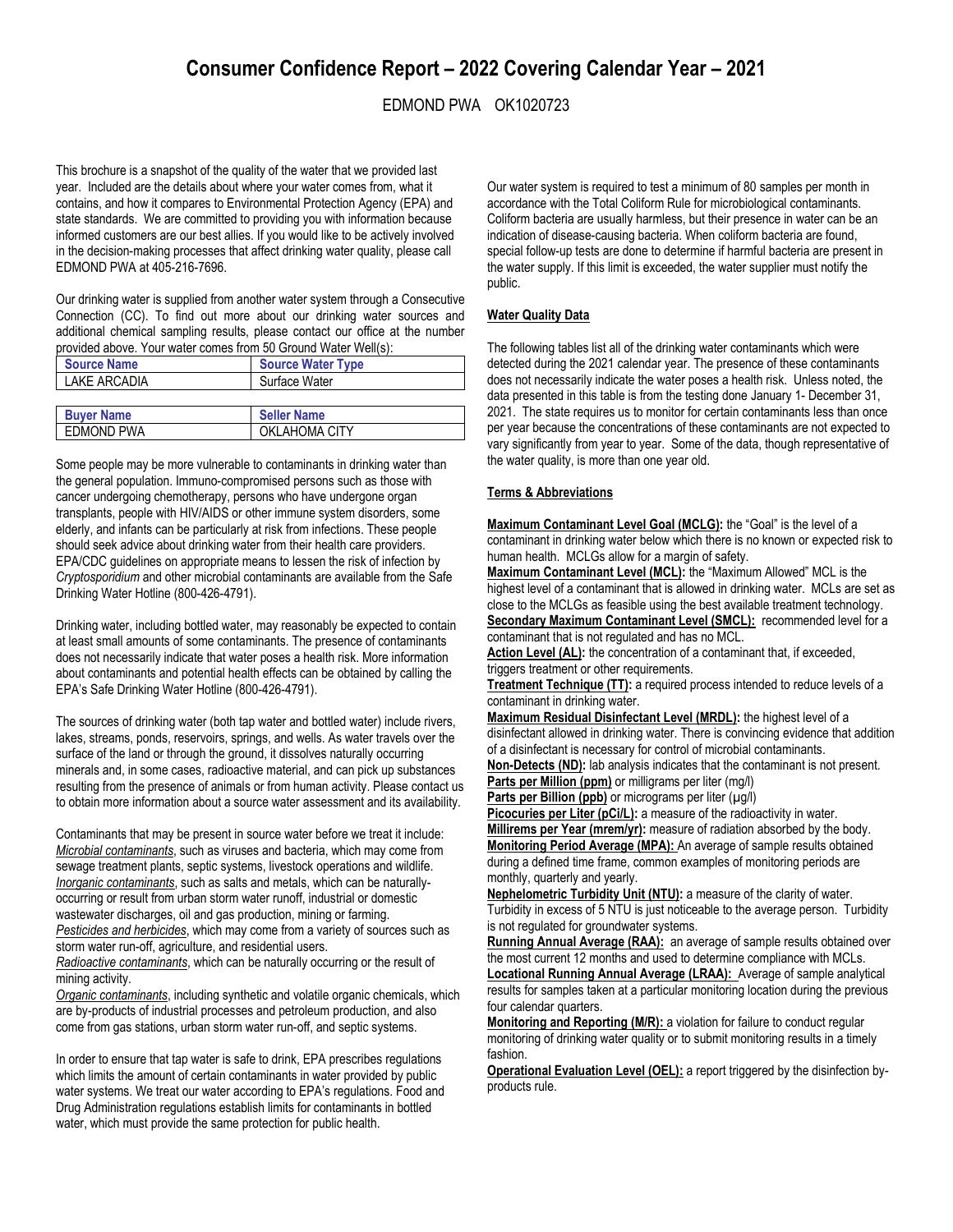# Consumer Confidence Report – 2022 Covering Calendar Year – 2021

EDMOND PWA OK1020723

This brochure is a snapshot of the quality of the water that we provided last year. Included are the details about where your water comes from, what it contains, and how it compares to Environmental Protection Agency (EPA) and state standards. We are committed to providing you with information because informed customers are our best allies. If you would like to be actively involved in the decision-making processes that affect drinking water quality, please call EDMOND PWA at 405-216-7696.

Our drinking water is supplied from another water system through a Consecutive Connection (CC). To find out more about our drinking water sources and additional chemical sampling results, please contact our office at the number provided above. Your water comes from 50 Ground Water Well(s):

| Source Name | Source Water Type |
|---|---|
| LAKE ARCADIA | Surface Water |

| Buyer Name | Seller Name |
|---|---|
| EDMOND PWA | OKLAHOMA CITY |

Some people may be more vulnerable to contaminants in drinking water than the general population. Immuno-compromised persons such as those with cancer undergoing chemotherapy, persons who have undergone organ transplants, people with HIV/AIDS or other immune system disorders, some elderly, and infants can be particularly at risk from infections. These people should seek advice about drinking water from their health care providers. EPA/CDC guidelines on appropriate means to lessen the risk of infection by *Cryptosporidium* and other microbial contaminants are available from the Safe Drinking Water Hotline (800-426-4791).

Drinking water, including bottled water, may reasonably be expected to contain at least small amounts of some contaminants. The presence of contaminants does not necessarily indicate that water poses a health risk. More information about contaminants and potential health effects can be obtained by calling the EPA's Safe Drinking Water Hotline (800-426-4791).

The sources of drinking water (both tap water and bottled water) include rivers, lakes, streams, ponds, reservoirs, springs, and wells. As water travels over the surface of the land or through the ground, it dissolves naturally occurring minerals and, in some cases, radioactive material, and can pick up substances resulting from the presence of animals or from human activity. Please contact us to obtain more information about a source water assessment and its availability.

Contaminants that may be present in source water before we treat it include:
*Microbial contaminants*, such as viruses and bacteria, which may come from sewage treatment plants, septic systems, livestock operations and wildlife.
*Inorganic contaminants*, such as salts and metals, which can be naturally-occurring or result from urban storm water runoff, industrial or domestic wastewater discharges, oil and gas production, mining or farming.
*Pesticides and herbicides*, which may come from a variety of sources such as storm water run-off, agriculture, and residential users.
*Radioactive contaminants*, which can be naturally occurring or the result of mining activity.
*Organic contaminants*, including synthetic and volatile organic chemicals, which are by-products of industrial processes and petroleum production, and also come from gas stations, urban storm water run-off, and septic systems.

In order to ensure that tap water is safe to drink, EPA prescribes regulations which limits the amount of certain contaminants in water provided by public water systems. We treat our water according to EPA's regulations. Food and Drug Administration regulations establish limits for contaminants in bottled water, which must provide the same protection for public health.

Our water system is required to test a minimum of 80 samples per month in accordance with the Total Coliform Rule for microbiological contaminants. Coliform bacteria are usually harmless, but their presence in water can be an indication of disease-causing bacteria. When coliform bacteria are found, special follow-up tests are done to determine if harmful bacteria are present in the water supply. If this limit is exceeded, the water supplier must notify the public.

## Water Quality Data

The following tables list all of the drinking water contaminants which were detected during the 2021 calendar year. The presence of these contaminants does not necessarily indicate the water poses a health risk. Unless noted, the data presented in this table is from the testing done January 1- December 31, 2021. The state requires us to monitor for certain contaminants less than once per year because the concentrations of these contaminants are not expected to vary significantly from year to year. Some of the data, though representative of the water quality, is more than one year old.

## Terms & Abbreviations

**Maximum Contaminant Level Goal (MCLG):** the "Goal" is the level of a contaminant in drinking water below which there is no known or expected risk to human health. MCLGs allow for a margin of safety.
**Maximum Contaminant Level (MCL):** the "Maximum Allowed" MCL is the highest level of a contaminant that is allowed in drinking water. MCLs are set as close to the MCLGs as feasible using the best available treatment technology.
**Secondary Maximum Contaminant Level (SMCL):** recommended level for a contaminant that is not regulated and has no MCL.
**Action Level (AL):** the concentration of a contaminant that, if exceeded, triggers treatment or other requirements.
**Treatment Technique (TT):** a required process intended to reduce levels of a contaminant in drinking water.
**Maximum Residual Disinfectant Level (MRDL):** the highest level of a disinfectant allowed in drinking water. There is convincing evidence that addition of a disinfectant is necessary for control of microbial contaminants.
**Non-Detects (ND):** lab analysis indicates that the contaminant is not present.
**Parts per Million (ppm)** or milligrams per liter (mg/l)
**Parts per Billion (ppb)** or micrograms per liter (µg/l)
**Picocuries per Liter (pCi/L):** a measure of the radioactivity in water.
**Millirems per Year (mrem/yr):** measure of radiation absorbed by the body.
**Monitoring Period Average (MPA):** An average of sample results obtained during a defined time frame, common examples of monitoring periods are monthly, quarterly and yearly.
**Nephelometric Turbidity Unit (NTU):** a measure of the clarity of water. Turbidity in excess of 5 NTU is just noticeable to the average person. Turbidity is not regulated for groundwater systems.
**Running Annual Average (RAA):** an average of sample results obtained over the most current 12 months and used to determine compliance with MCLs.
**Locational Running Annual Average (LRAA):** Average of sample analytical results for samples taken at a particular monitoring location during the previous four calendar quarters.
**Monitoring and Reporting (M/R):** a violation for failure to conduct regular monitoring of drinking water quality or to submit monitoring results in a timely fashion.
**Operational Evaluation Level (OEL):** a report triggered by the disinfection by-products rule.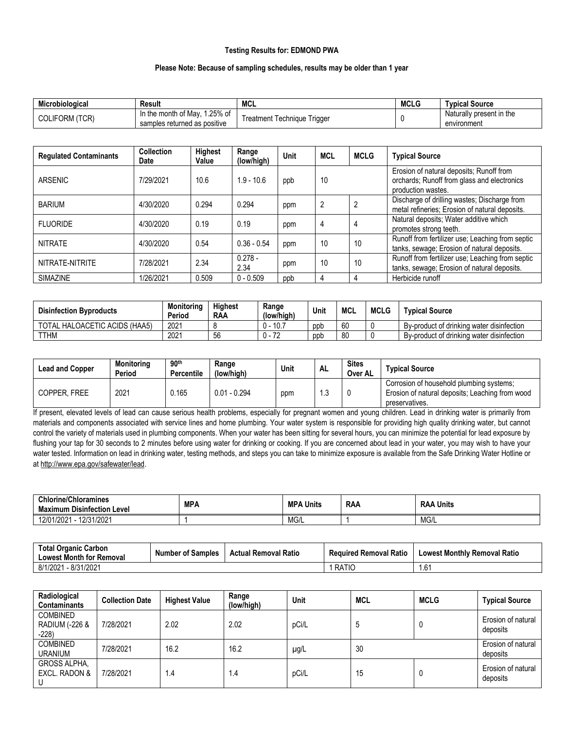**Testing Results for: EDMOND PWA**

**Please Note: Because of sampling schedules, results may be older than 1 year**

| Microbiological | Result | MCL | MCLG | Typical Source |
|---|---|---|---|---|
| COLIFORM (TCR) | In the month of May, 1.25% of samples returned as positive | Treatment Technique Trigger | 0 | Naturally present in the environment |

| Regulated Contaminants | Collection Date | Highest Value | Range (low/high) | Unit | MCL | MCLG | Typical Source |
|---|---|---|---|---|---|---|---|
| ARSENIC | 7/29/2021 | 10.6 | 1.9 - 10.6 | ppb | 10 | | Erosion of natural deposits; Runoff from orchards; Runoff from glass and electronics production wastes. |
| BARIUM | 4/30/2020 | 0.294 | 0.294 | ppm | 2 | 2 | Discharge of drilling wastes; Discharge from metal refineries; Erosion of natural deposits. |
| FLUORIDE | 4/30/2020 | 0.19 | 0.19 | ppm | 4 | 4 | Natural deposits; Water additive which promotes strong teeth. |
| NITRATE | 4/30/2020 | 0.54 | 0.36 - 0.54 | ppm | 10 | 10 | Runoff from fertilizer use; Leaching from septic tanks, sewage; Erosion of natural deposits. |
| NITRATE-NITRITE | 7/28/2021 | 2.34 | 0.278 - 2.34 | ppm | 10 | 10 | Runoff from fertilizer use; Leaching from septic tanks, sewage; Erosion of natural deposits. |
| SIMAZINE | 1/26/2021 | 0.509 | 0 - 0.509 | ppb | 4 | 4 | Herbicide runoff |

| Disinfection Byproducts | Monitoring Period | Highest RAA | Range (low/high) | Unit | MCL | MCLG | Typical Source |
|---|---|---|---|---|---|---|---|
| TOTAL HALOACETIC ACIDS (HAA5) | 2021 | 8 | 0 - 10.7 | ppb | 60 | 0 | By-product of drinking water disinfection |
| TTHM | 2021 | 56 | 0 - 72 | ppb | 80 | 0 | By-product of drinking water disinfection |

| Lead and Copper | Monitoring Period | 90th Percentile | Range (low/high) | Unit | AL | Sites Over AL | Typical Source |
|---|---|---|---|---|---|---|---|
| COPPER, FREE | 2021 | 0.165 | 0.01 - 0.294 | ppm | 1.3 | 0 | Corrosion of household plumbing systems; Erosion of natural deposits; Leaching from wood preservatives. |

If present, elevated levels of lead can cause serious health problems, especially for pregnant women and young children. Lead in drinking water is primarily from materials and components associated with service lines and home plumbing. Your water system is responsible for providing high quality drinking water, but cannot control the variety of materials used in plumbing components. When your water has been sitting for several hours, you can minimize the potential for lead exposure by flushing your tap for 30 seconds to 2 minutes before using water for drinking or cooking. If you are concerned about lead in your water, you may wish to have your water tested. Information on lead in drinking water, testing methods, and steps you can take to minimize exposure is available from the Safe Drinking Water Hotline or at http://www.epa.gov/safewater/lead.

| Chlorine/Chloramines Maximum Disinfection Level | MPA | MPA Units | RAA | RAA Units |
|---|---|---|---|---|
| 12/01/2021 - 12/31/2021 | 1 | MG/L | 1 | MG/L |

| Total Organic Carbon Lowest Month for Removal | Number of Samples | Actual Removal Ratio | Required Removal Ratio | Lowest Monthly Removal Ratio |
|---|---|---|---|---|
| 8/1/2021 - 8/31/2021 | | | 1 RATIO | 1.61 |

| Radiological Contaminants | Collection Date | Highest Value | Range (low/high) | Unit | MCL | MCLG | Typical Source |
|---|---|---|---|---|---|---|---|
| COMBINED RADIUM (-226 & -228) | 7/28/2021 | 2.02 | 2.02 | pCi/L | 5 | 0 | Erosion of natural deposits |
| COMBINED URANIUM | 7/28/2021 | 16.2 | 16.2 | µg/L | 30 | | Erosion of natural deposits |
| GROSS ALPHA, EXCL. RADON & U | 7/28/2021 | 1.4 | 1.4 | pCi/L | 15 | 0 | Erosion of natural deposits |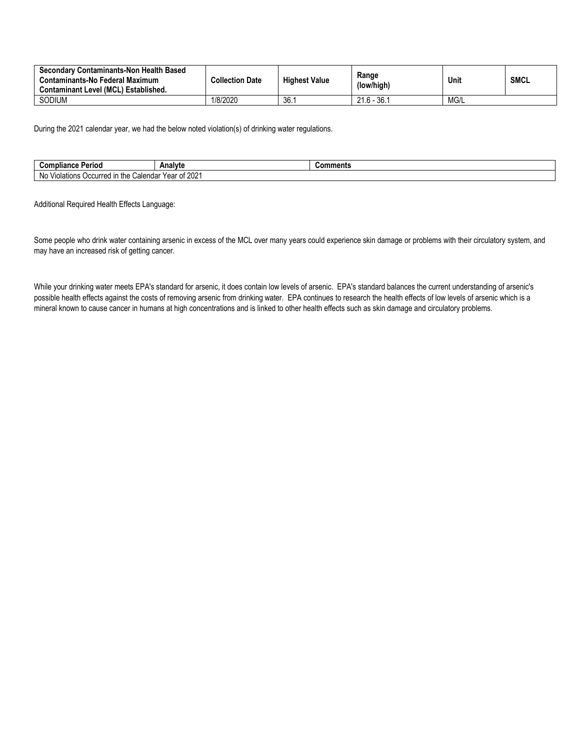| Secondary Contaminants-Non Health Based Contaminants-No Federal Maximum Contaminant Level (MCL) Established. | Collection Date | Highest Value | Range (low/high) | Unit | SMCL |
|---|---|---|---|---|---|
| SODIUM | 1/8/2020 | 36.1 | 21.6 - 36.1 | MG/L | |

During the 2021 calendar year, we had the below noted violation(s) of drinking water regulations.

| Compliance Period | Analyte | Comments |
|---|---|---|
| No Violations Occurred in the Calendar Year of 2021 | | |

Additional Required Health Effects Language:

Some people who drink water containing arsenic in excess of the MCL over many years could experience skin damage or problems with their circulatory system, and may have an increased risk of getting cancer.

While your drinking water meets EPA's standard for arsenic, it does contain low levels of arsenic. EPA's standard balances the current understanding of arsenic's possible health effects against the costs of removing arsenic from drinking water. EPA continues to research the health effects of low levels of arsenic which is a mineral known to cause cancer in humans at high concentrations and is linked to other health effects such as skin damage and circulatory problems.